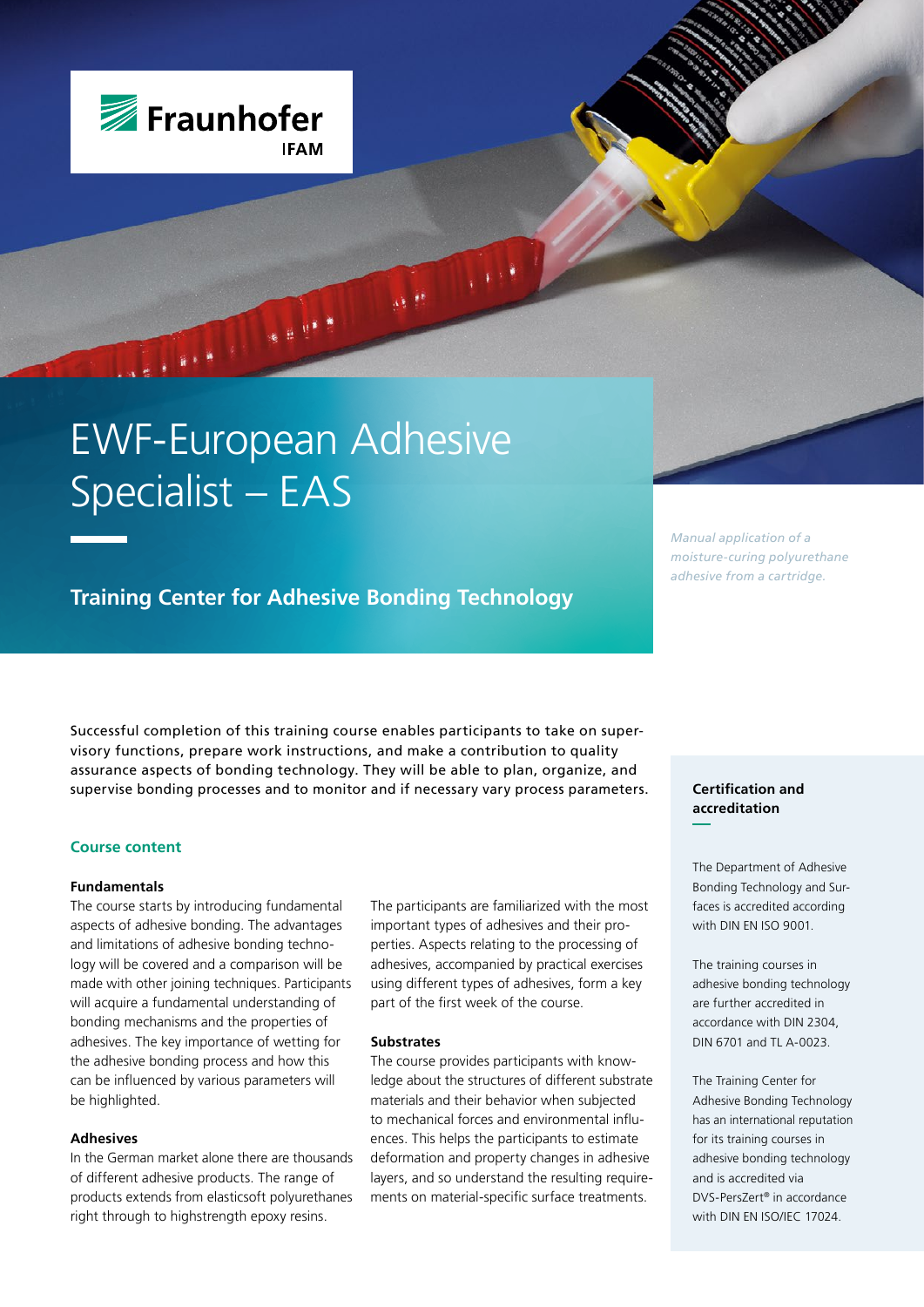Fraunhofer IFAM

# EWF-European Adhesive Specialist – EAS

## Training Center for Adhesive Bonding Technology

*Manual application of a moisture-curing polyurethane adhesive from a cartridge.*

Successful completion of this training course enables participants to take on supervisory functions, prepare work instructions, and make a contribution to quality assurance aspects of bonding technology. They will be able to plan, organize, and supervise bonding processes and to monitor and if necessary vary process parameters.

### Course content

#### Fundamentals

The course starts by introducing fundamental aspects of adhesive bonding. The advantages and limitations of adhesive bonding technology will be covered and a comparison will be made with other joining techniques. Participants will acquire a fundamental understanding of bonding mechanisms and the properties of adhesives. The key importance of wetting for the adhesive bonding process and how this can be influenced by various parameters will be highlighted.

#### Adhesives

In the German market alone there are thousands of different adhesive products. The range of products extends from elasticsoft polyurethanes right through to highstrength epoxy resins.

The participants are familiarized with the most important types of adhesives and their properties. Aspects relating to the processing of adhesives, accompanied by practical exercises using different types of adhesives, form a key part of the first week of the course.

#### Substrates

The course provides participants with knowledge about the structures of different substrate materials and their behavior when subjected to mechanical forces and environmental influences. This helps the participants to estimate deformation and property changes in adhesive layers, and so understand the resulting requirements on material-specific surface treatments.

### Certification and accreditation

The Department of Adhesive Bonding Technology and Surfaces is accredited according with DIN EN ISO 9001.

The training courses in adhesive bonding technology are further accredited in accordance with DIN 2304, DIN 6701 and TL A-0023.

The Training Center for Adhesive Bonding Technology has an international reputation for its training courses in adhesive bonding technology and is accredited via DVS-PersZert® in accordance with DIN EN ISO/IEC 17024.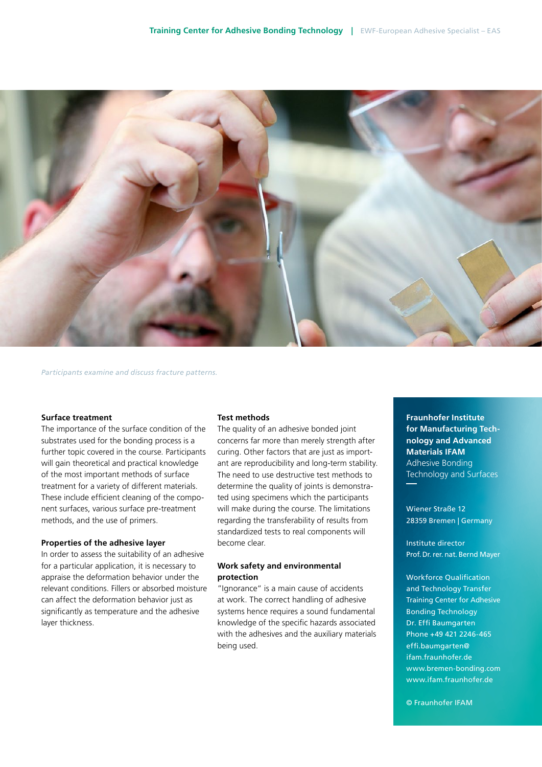*Participants examine and discuss fracture patterns.*

**Surface treatment**

The importance of the surface condition of the substrates used for the bonding process is a further topic covered in the course. Participants will gain theoretical and practical knowledge of the most important methods of surface treatment for a variety of different materials. These include efficient cleaning of the component surfaces, various surface pre-treatment methods, and the use of primers.

**Properties of the adhesive layer**

In order to assess the suitability of an adhesive for a particular application, it is necessary to appraise the deformation behavior under the relevant conditions. Fillers or absorbed moisture can affect the deformation behavior just as significantly as temperature and the adhesive layer thickness.

**Test methods**

The quality of an adhesive bonded joint concerns far more than merely strength after curing. Other factors that are just as important are reproducibility and long-term stability. The need to use destructive test methods to determine the quality of joints is demonstrated using specimens which the participants will make during the course. The limitations regarding the transferability of results from standardized tests to real components will become clear.

**Work safety and environmental protection**

"Ignorance" is a main cause of accidents at work. The correct handling of adhesive systems hence requires a sound fundamental knowledge of the specific hazards associated with the adhesives and the auxiliary materials being used.

**Fraunhofer Institute for Manufacturing Technology and Advanced Materials IFAM**
Adhesive Bonding Technology and Surfaces

Wiener Straße 12
28359 Bremen | Germany

Institute director
Prof. Dr. rer. nat. Bernd Mayer

Workforce Qualification and Technology Transfer
Training Center for Adhesive Bonding Technology
Dr. Effi Baumgarten
Phone +49 421 2246-465
effi.baumgarten@ifam.fraunhofer.de
www.bremen-bonding.com
www.ifam.fraunhofer.de

© Fraunhofer IFAM